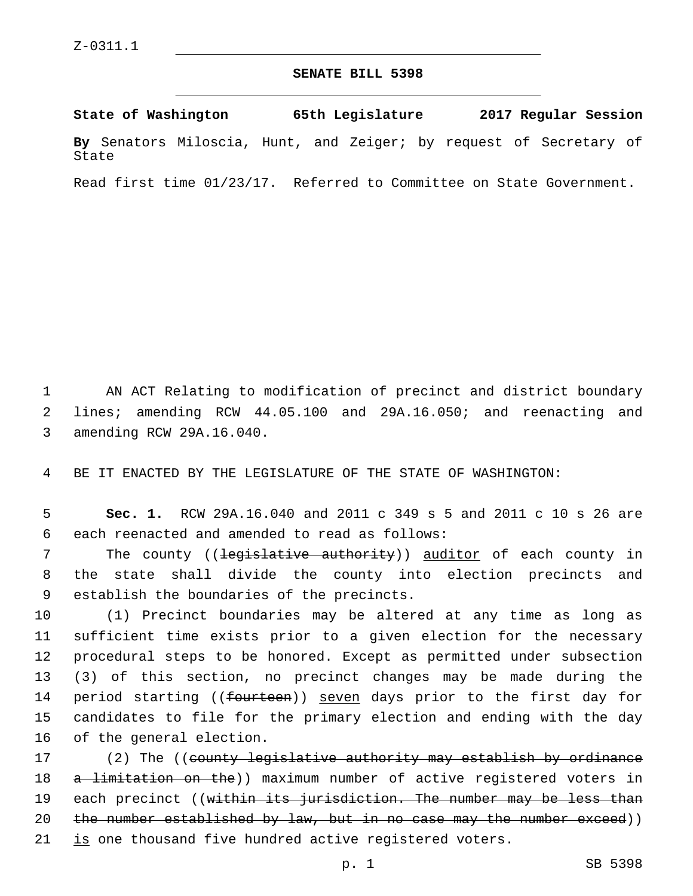Z-0311.1

# SENATE BILL 5398

**State of Washington 65th Legislature 2017 Regular Session**

**By** Senators Miloscia, Hunt, and Zeiger; by request of Secretary of State

Read first time 01/23/17. Referred to Committee on State Government.

1 AN ACT Relating to modification of precinct and district boundary
2 lines; amending RCW 44.05.100 and 29A.16.050; and reenacting and
3 amending RCW 29A.16.040.

4 BE IT ENACTED BY THE LEGISLATURE OF THE STATE OF WASHINGTON:

5 **Sec. 1.** RCW 29A.16.040 and 2011 c 349 s 5 and 2011 c 10 s 26 are
6 each reenacted and amended to read as follows:

7 The county ((~~legislative authority~~)) auditor of each county in
8 the state shall divide the county into election precincts and
9 establish the boundaries of the precincts.

10 (1) Precinct boundaries may be altered at any time as long as
11 sufficient time exists prior to a given election for the necessary
12 procedural steps to be honored. Except as permitted under subsection
13 (3) of this section, no precinct changes may be made during the
14 period starting ((~~fourteen~~)) seven days prior to the first day for
15 candidates to file for the primary election and ending with the day
16 of the general election.

17 (2) The ((~~county legislative authority may establish by ordinance~~
18 ~~a limitation on the~~)) maximum number of active registered voters in
19 each precinct ((~~within its jurisdiction. The number may be less than~~
20 ~~the number established by law, but in no case may the number exceed~~))
21 is one thousand five hundred active registered voters.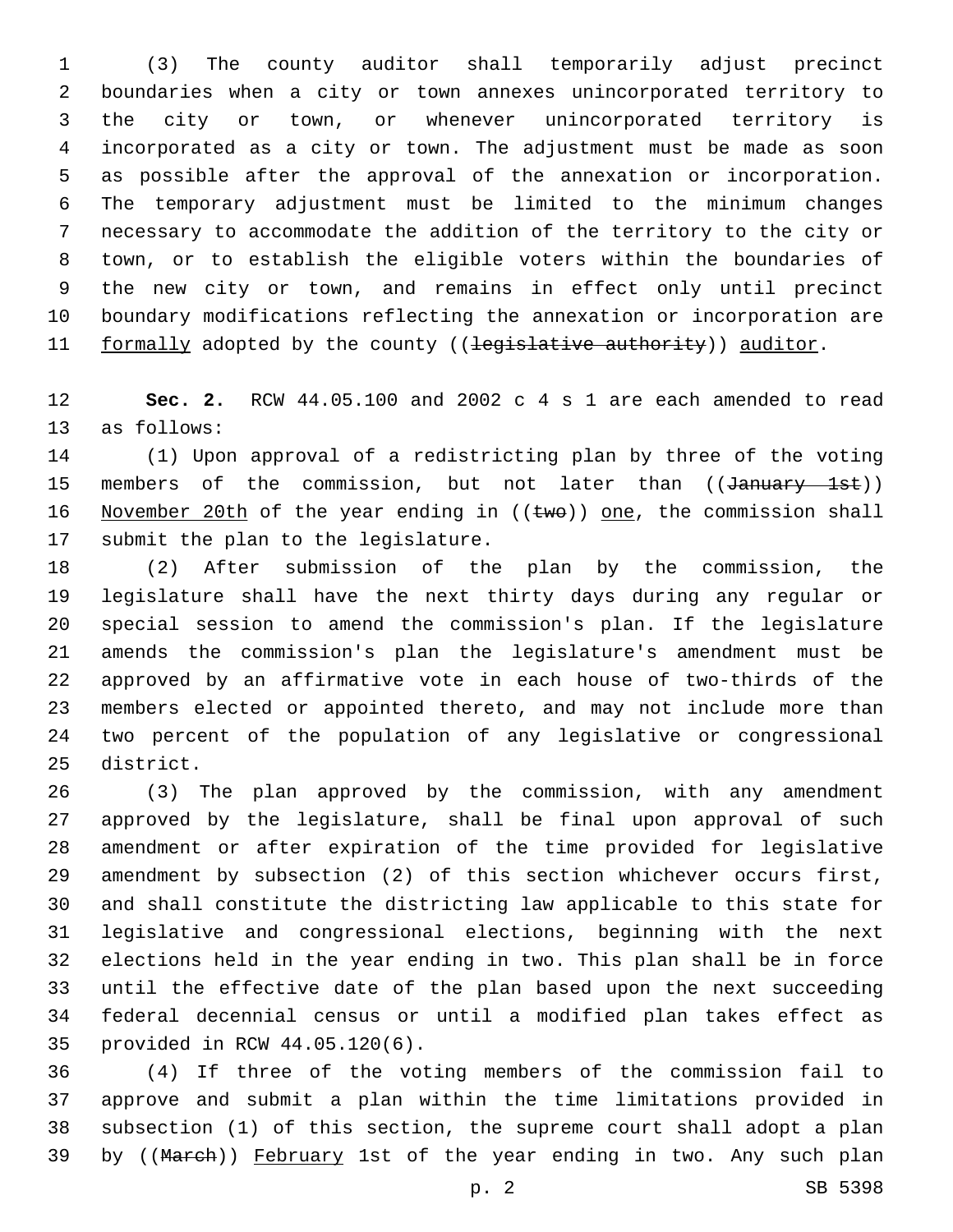(3) The county auditor shall temporarily adjust precinct boundaries when a city or town annexes unincorporated territory to the city or town, or whenever unincorporated territory is incorporated as a city or town. The adjustment must be made as soon as possible after the approval of the annexation or incorporation. The temporary adjustment must be limited to the minimum changes necessary to accommodate the addition of the territory to the city or town, or to establish the eligible voters within the boundaries of the new city or town, and remains in effect only until precinct boundary modifications reflecting the annexation or incorporation are formally adopted by the county ((~~legislative authority~~)) auditor.

**Sec. 2.** RCW 44.05.100 and 2002 c 4 s 1 are each amended to read as follows:

(1) Upon approval of a redistricting plan by three of the voting members of the commission, but not later than ((~~January 1st~~)) November 20th of the year ending in ((~~two~~)) one, the commission shall submit the plan to the legislature.

(2) After submission of the plan by the commission, the legislature shall have the next thirty days during any regular or special session to amend the commission's plan. If the legislature amends the commission's plan the legislature's amendment must be approved by an affirmative vote in each house of two-thirds of the members elected or appointed thereto, and may not include more than two percent of the population of any legislative or congressional district.

(3) The plan approved by the commission, with any amendment approved by the legislature, shall be final upon approval of such amendment or after expiration of the time provided for legislative amendment by subsection (2) of this section whichever occurs first, and shall constitute the districting law applicable to this state for legislative and congressional elections, beginning with the next elections held in the year ending in two. This plan shall be in force until the effective date of the plan based upon the next succeeding federal decennial census or until a modified plan takes effect as provided in RCW 44.05.120(6).

(4) If three of the voting members of the commission fail to approve and submit a plan within the time limitations provided in subsection (1) of this section, the supreme court shall adopt a plan by ((~~March~~)) February 1st of the year ending in two. Any such plan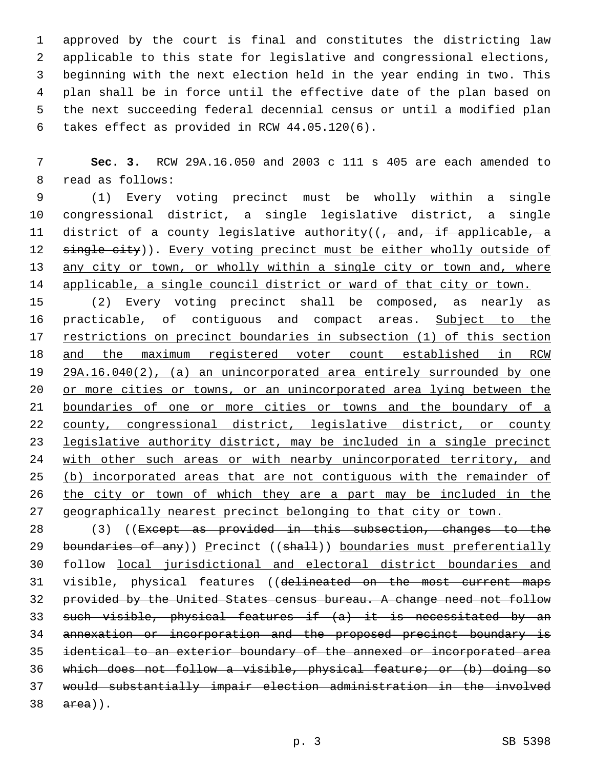approved by the court is final and constitutes the districting law applicable to this state for legislative and congressional elections, beginning with the next election held in the year ending in two. This plan shall be in force until the effective date of the plan based on the next succeeding federal decennial census or until a modified plan takes effect as provided in RCW 44.05.120(6).

**Sec. 3.** RCW 29A.16.050 and 2003 c 111 s 405 are each amended to read as follows:

(1) Every voting precinct must be wholly within a single congressional district, a single legislative district, a single district of a county legislative authority((~~, and, if applicable, a single city~~)). <u>Every voting precinct must be either wholly outside of any city or town, or wholly within a single city or town and, where applicable, a single council district or ward of that city or town.</u>

(2) Every voting precinct shall be composed, as nearly as practicable, of contiguous and compact areas. <u>Subject to the restrictions on precinct boundaries in subsection (1) of this section and the maximum registered voter count established in RCW 29A.16.040(2), (a) an unincorporated area entirely surrounded by one or more cities or towns, or an unincorporated area lying between the boundaries of one or more cities or towns and the boundary of a county, congressional district, legislative district, or county legislative authority district, may be included in a single precinct with other such areas or with nearby unincorporated territory, and (b) incorporated areas that are not contiguous with the remainder of the city or town of which they are a part may be included in the geographically nearest precinct belonging to that city or town.</u>

(3) ((~~Except as provided in this subsection, changes to the boundaries of any~~)) <u>P</u>recinct ((~~shall~~)) <u>boundaries must preferentially</u> follow <u>local jurisdictional and electoral district boundaries and</u> visible, physical features ((~~delineated on the most current maps provided by the United States census bureau. A change need not follow such visible, physical features if (a) it is necessitated by an annexation or incorporation and the proposed precinct boundary is identical to an exterior boundary of the annexed or incorporated area which does not follow a visible, physical feature; or (b) doing so would substantially impair election administration in the involved area~~)).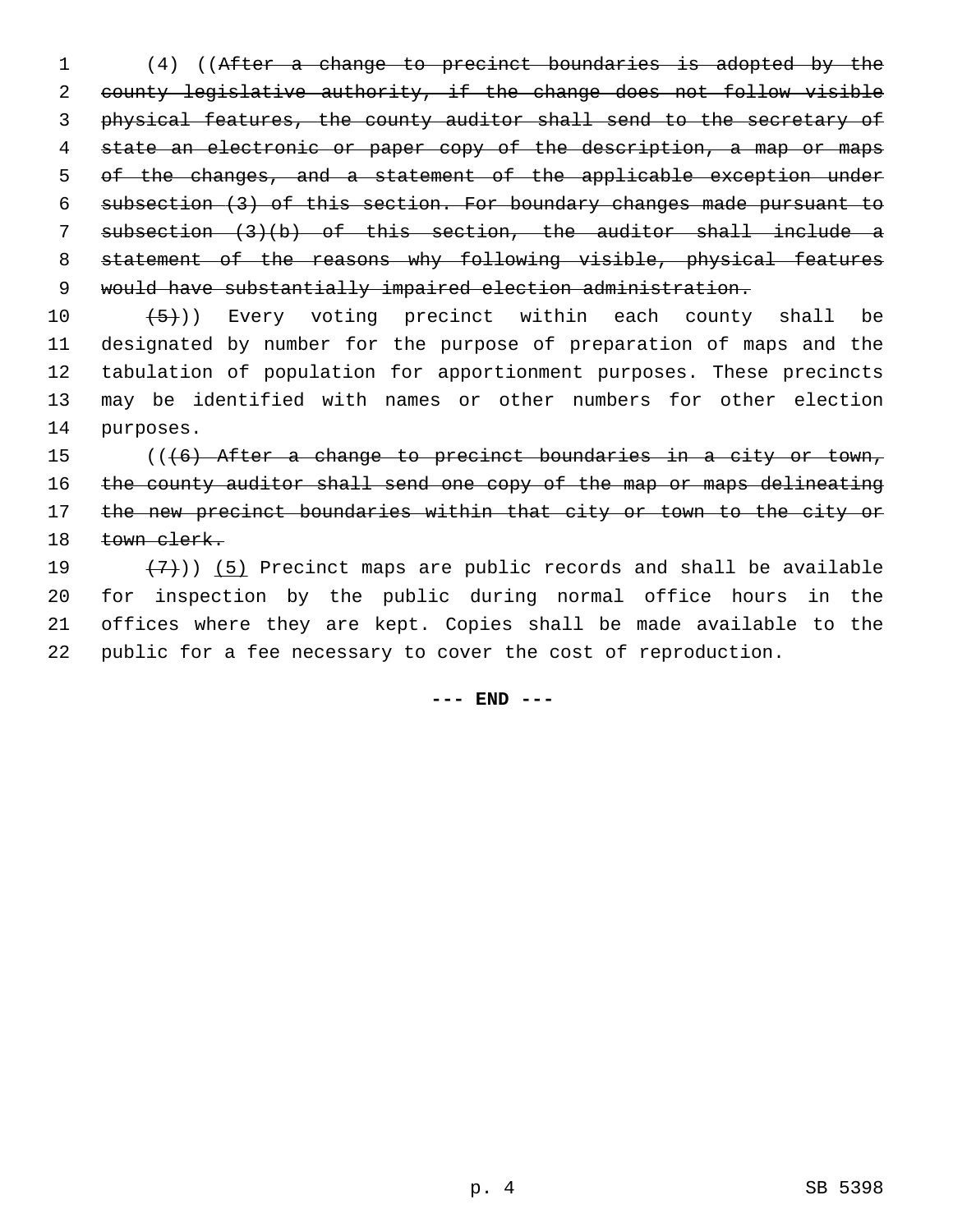(4) ((~~After a change to precinct boundaries is adopted by the county legislative authority, if the change does not follow visible physical features, the county auditor shall send to the secretary of state an electronic or paper copy of the description, a map or maps of the changes, and a statement of the applicable exception under subsection (3) of this section. For boundary changes made pursuant to subsection (3)(b) of this section, the auditor shall include a statement of the reasons why following visible, physical features would have substantially impaired election administration.~~

~~(5)~~)) Every voting precinct within each county shall be designated by number for the purpose of preparation of maps and the tabulation of population for apportionment purposes. These precincts may be identified with names or other numbers for other election purposes.

((~~(6) After a change to precinct boundaries in a city or town, the county auditor shall send one copy of the map or maps delineating the new precinct boundaries within that city or town to the city or town clerk.~~

~~(7)~~)) <u>(5)</u> Precinct maps are public records and shall be available for inspection by the public during normal office hours in the offices where they are kept. Copies shall be made available to the public for a fee necessary to cover the cost of reproduction.

**--- END ---**